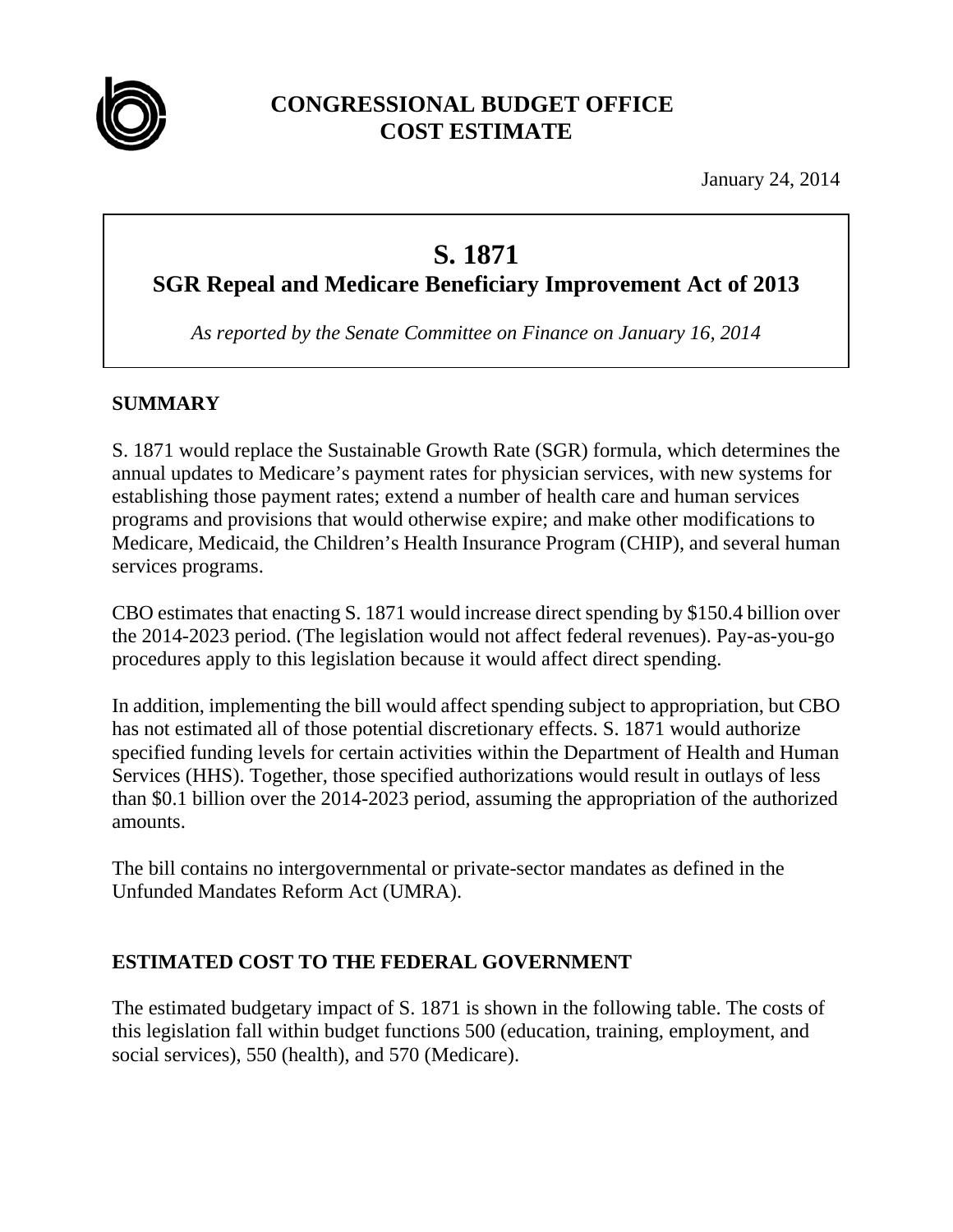# CONGRESSIONAL BUDGET OFFICE COST ESTIMATE

January 24, 2014

## S. 1871
## SGR Repeal and Medicare Beneficiary Improvement Act of 2013

*As reported by the Senate Committee on Finance on January 16, 2014*

## SUMMARY

S. 1871 would replace the Sustainable Growth Rate (SGR) formula, which determines the annual updates to Medicare's payment rates for physician services, with new systems for establishing those payment rates; extend a number of health care and human services programs and provisions that would otherwise expire; and make other modifications to Medicare, Medicaid, the Children's Health Insurance Program (CHIP), and several human services programs.

CBO estimates that enacting S. 1871 would increase direct spending by $150.4 billion over the 2014-2023 period. (The legislation would not affect federal revenues). Pay-as-you-go procedures apply to this legislation because it would affect direct spending.

In addition, implementing the bill would affect spending subject to appropriation, but CBO has not estimated all of those potential discretionary effects. S. 1871 would authorize specified funding levels for certain activities within the Department of Health and Human Services (HHS). Together, those specified authorizations would result in outlays of less than $0.1 billion over the 2014-2023 period, assuming the appropriation of the authorized amounts.

The bill contains no intergovernmental or private-sector mandates as defined in the Unfunded Mandates Reform Act (UMRA).

## ESTIMATED COST TO THE FEDERAL GOVERNMENT

The estimated budgetary impact of S. 1871 is shown in the following table. The costs of this legislation fall within budget functions 500 (education, training, employment, and social services), 550 (health), and 570 (Medicare).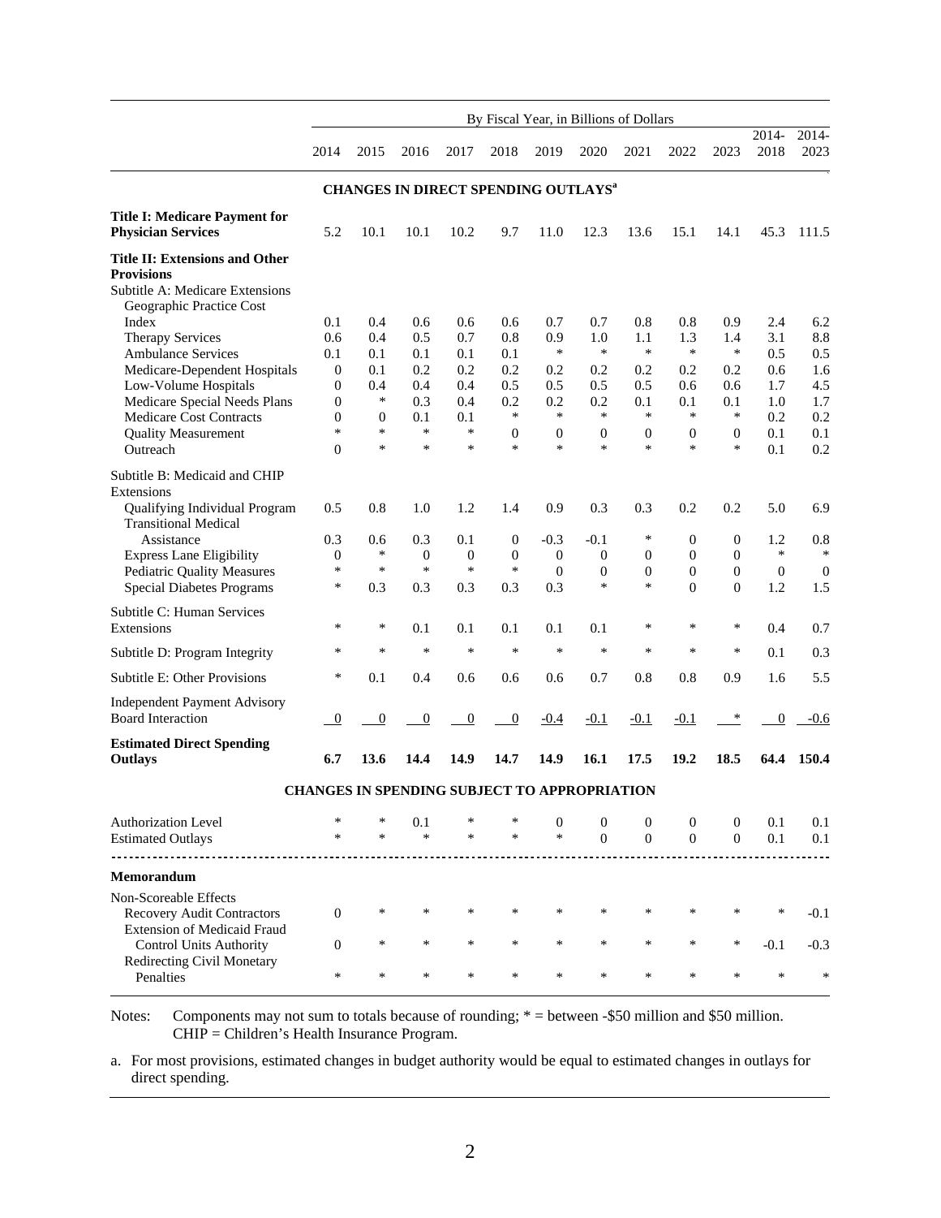| | By Fiscal Year, in Billions of Dollars | | | | | | | | | | | |
|---|---|---|---|---|---|---|---|---|---|---|---|---|
| | 2014 | 2015 | 2016 | 2017 | 2018 | 2019 | 2020 | 2021 | 2022 | 2023 | 2014-2018 | 2014-2023 |
| **CHANGES IN DIRECT SPENDING OUTLAYS[a]** | | | | | | | | | | | | |
| **Title I: Medicare Payment for Physician Services** | 5.2 | 10.1 | 10.1 | 10.2 | 9.7 | 11.0 | 12.3 | 13.6 | 15.1 | 14.1 | 45.3 | 111.5 |
| **Title II: Extensions and Other Provisions** | | | | | | | | | | | | |
| Subtitle A: Medicare Extensions | | | | | | | | | | | | |
| Geographic Practice Cost Index | 0.1 | 0.4 | 0.6 | 0.6 | 0.6 | 0.7 | 0.7 | 0.8 | 0.8 | 0.9 | 2.4 | 6.2 |
| Therapy Services | 0.6 | 0.4 | 0.5 | 0.7 | 0.8 | 0.9 | 1.0 | 1.1 | 1.3 | 1.4 | 3.1 | 8.8 |
| Ambulance Services | 0.1 | 0.1 | 0.1 | 0.1 | 0.1 | * | * | * | * | * | 0.5 | 0.5 |
| Medicare-Dependent Hospitals | 0 | 0.1 | 0.2 | 0.2 | 0.2 | 0.2 | 0.2 | 0.2 | 0.2 | 0.2 | 0.6 | 1.6 |
| Low-Volume Hospitals | 0 | 0.4 | 0.4 | 0.4 | 0.5 | 0.5 | 0.5 | 0.5 | 0.6 | 0.6 | 1.7 | 4.5 |
| Medicare Special Needs Plans | 0 | * | 0.3 | 0.4 | 0.2 | 0.2 | 0.2 | 0.1 | 0.1 | 0.1 | 1.0 | 1.7 |
| Medicare Cost Contracts | 0 | 0 | 0.1 | 0.1 | * | * | * | * | * | * | 0.2 | 0.2 |
| Quality Measurement | * | * | * | * | 0 | 0 | 0 | 0 | 0 | 0 | 0.1 | 0.1 |
| Outreach | 0 | * | * | * | * | * | * | * | * | * | 0.1 | 0.2 |
| Subtitle B: Medicaid and CHIP Extensions | | | | | | | | | | | | |
| Qualifying Individual Program | 0.5 | 0.8 | 1.0 | 1.2 | 1.4 | 0.9 | 0.3 | 0.3 | 0.2 | 0.2 | 5.0 | 6.9 |
| Transitional Medical Assistance | 0.3 | 0.6 | 0.3 | 0.1 | 0 | -0.3 | -0.1 | * | 0 | 0 | 1.2 | 0.8 |
| Express Lane Eligibility | 0 | * | 0 | 0 | 0 | 0 | 0 | 0 | 0 | 0 | * | * |
| Pediatric Quality Measures | * | * | * | * | * | 0 | 0 | 0 | 0 | 0 | 0 | 0 |
| Special Diabetes Programs | * | 0.3 | 0.3 | 0.3 | 0.3 | 0.3 | * | * | 0 | 0 | 1.2 | 1.5 |
| Subtitle C: Human Services Extensions | * | * | 0.1 | 0.1 | 0.1 | 0.1 | 0.1 | * | * | * | 0.4 | 0.7 |
| Subtitle D: Program Integrity | * | * | * | * | * | * | * | * | * | * | 0.1 | 0.3 |
| Subtitle E: Other Provisions | * | 0.1 | 0.4 | 0.6 | 0.6 | 0.6 | 0.7 | 0.8 | 0.8 | 0.9 | 1.6 | 5.5 |
| Independent Payment Advisory Board Interaction | 0 | 0 | 0 | 0 | 0 | -0.4 | -0.1 | -0.1 | -0.1 | * | 0 | -0.6 |
| **Estimated Direct Spending Outlays** | **6.7** | **13.6** | **14.4** | **14.9** | **14.7** | **14.9** | **16.1** | **17.5** | **19.2** | **18.5** | **64.4** | **150.4** |
| **CHANGES IN SPENDING SUBJECT TO APPROPRIATION** | | | | | | | | | | | | |
| Authorization Level | * | * | 0.1 | * | * | 0 | 0 | 0 | 0 | 0 | 0.1 | 0.1 |
| Estimated Outlays | * | * | * | * | * | * | 0 | 0 | 0 | 0 | 0.1 | 0.1 |
| **Memorandum** | | | | | | | | | | | | |
| Non-Scoreable Effects | | | | | | | | | | | | |
| Recovery Audit Contractors | 0 | * | * | * | * | * | * | * | * | * | * | -0.1 |
| Extension of Medicaid Fraud Control Units Authority | 0 | * | * | * | * | * | * | * | * | * | -0.1 | -0.3 |
| Redirecting Civil Monetary Penalties | * | * | * | * | * | * | * | * | * | * | * | * |

Notes: Components may not sum to totals because of rounding; * = between -$50 million and $50 million. CHIP = Children's Health Insurance Program.

a. For most provisions, estimated changes in budget authority would be equal to estimated changes in outlays for direct spending.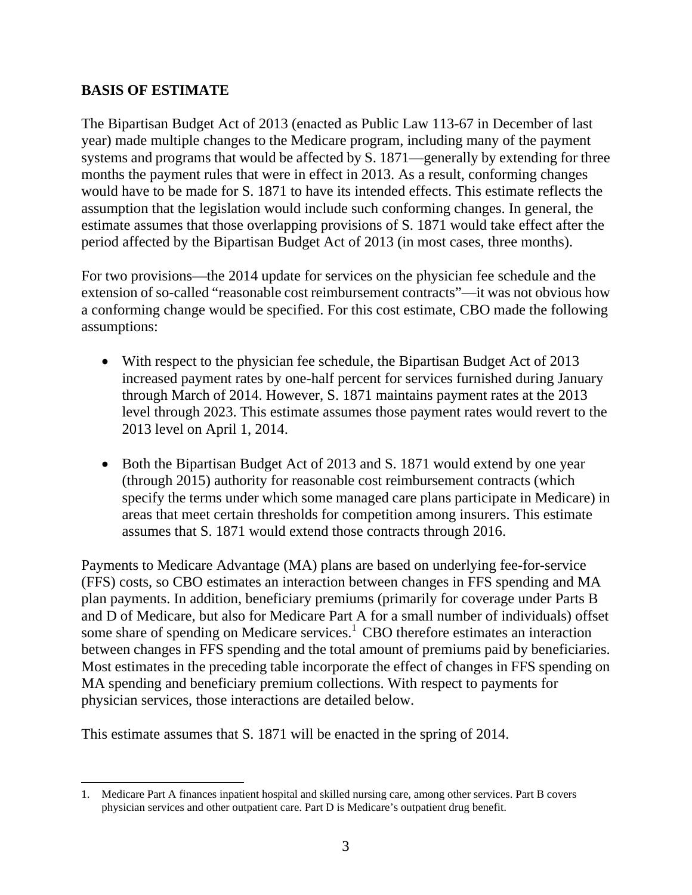## BASIS OF ESTIMATE

The Bipartisan Budget Act of 2013 (enacted as Public Law 113-67 in December of last year) made multiple changes to the Medicare program, including many of the payment systems and programs that would be affected by S. 1871—generally by extending for three months the payment rules that were in effect in 2013. As a result, conforming changes would have to be made for S. 1871 to have its intended effects. This estimate reflects the assumption that the legislation would include such conforming changes. In general, the estimate assumes that those overlapping provisions of S. 1871 would take effect after the period affected by the Bipartisan Budget Act of 2013 (in most cases, three months).

For two provisions—the 2014 update for services on the physician fee schedule and the extension of so-called "reasonable cost reimbursement contracts"—it was not obvious how a conforming change would be specified. For this cost estimate, CBO made the following assumptions:

- With respect to the physician fee schedule, the Bipartisan Budget Act of 2013 increased payment rates by one-half percent for services furnished during January through March of 2014. However, S. 1871 maintains payment rates at the 2013 level through 2023. This estimate assumes those payment rates would revert to the 2013 level on April 1, 2014.
- Both the Bipartisan Budget Act of 2013 and S. 1871 would extend by one year (through 2015) authority for reasonable cost reimbursement contracts (which specify the terms under which some managed care plans participate in Medicare) in areas that meet certain thresholds for competition among insurers. This estimate assumes that S. 1871 would extend those contracts through 2016.

Payments to Medicare Advantage (MA) plans are based on underlying fee-for-service (FFS) costs, so CBO estimates an interaction between changes in FFS spending and MA plan payments. In addition, beneficiary premiums (primarily for coverage under Parts B and D of Medicare, but also for Medicare Part A for a small number of individuals) offset some share of spending on Medicare services.[1] CBO therefore estimates an interaction between changes in FFS spending and the total amount of premiums paid by beneficiaries. Most estimates in the preceding table incorporate the effect of changes in FFS spending on MA spending and beneficiary premium collections. With respect to payments for physician services, those interactions are detailed below.

This estimate assumes that S. 1871 will be enacted in the spring of 2014.

---

1. Medicare Part A finances inpatient hospital and skilled nursing care, among other services. Part B covers physician services and other outpatient care. Part D is Medicare's outpatient drug benefit.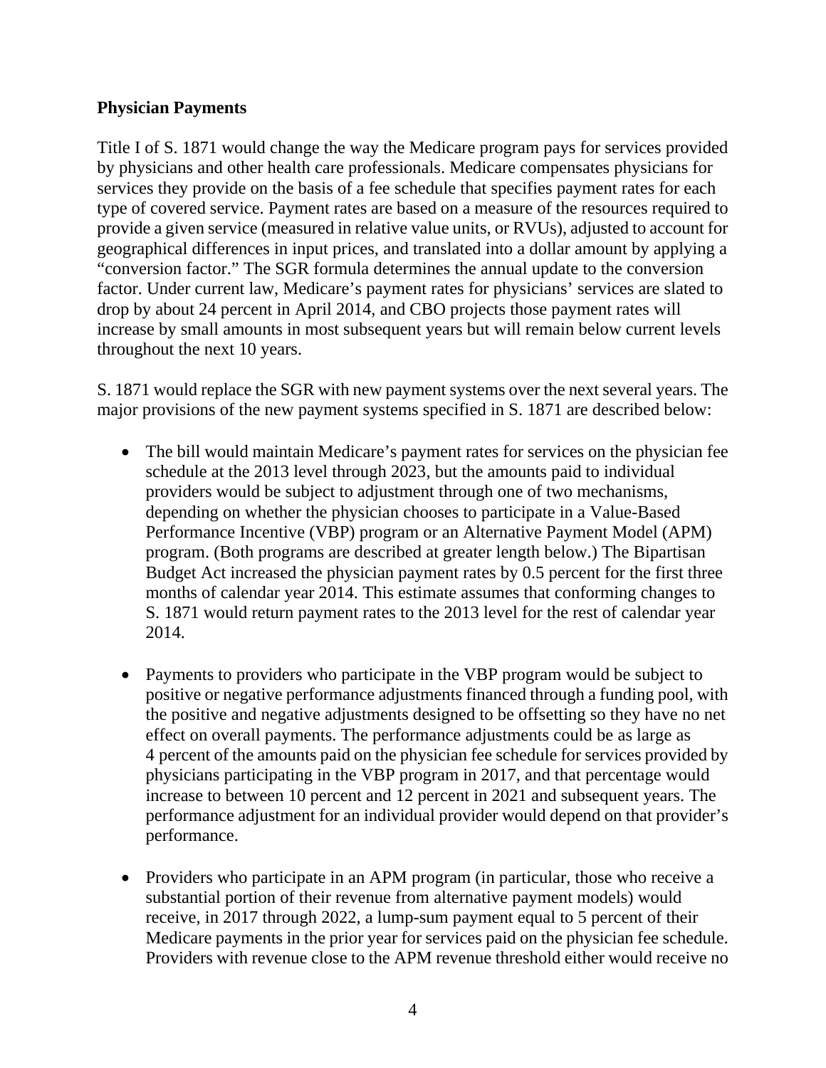**Physician Payments**

Title I of S. 1871 would change the way the Medicare program pays for services provided by physicians and other health care professionals. Medicare compensates physicians for services they provide on the basis of a fee schedule that specifies payment rates for each type of covered service. Payment rates are based on a measure of the resources required to provide a given service (measured in relative value units, or RVUs), adjusted to account for geographical differences in input prices, and translated into a dollar amount by applying a "conversion factor." The SGR formula determines the annual update to the conversion factor. Under current law, Medicare's payment rates for physicians' services are slated to drop by about 24 percent in April 2014, and CBO projects those payment rates will increase by small amounts in most subsequent years but will remain below current levels throughout the next 10 years.

S. 1871 would replace the SGR with new payment systems over the next several years. The major provisions of the new payment systems specified in S. 1871 are described below:

- The bill would maintain Medicare's payment rates for services on the physician fee schedule at the 2013 level through 2023, but the amounts paid to individual providers would be subject to adjustment through one of two mechanisms, depending on whether the physician chooses to participate in a Value-Based Performance Incentive (VBP) program or an Alternative Payment Model (APM) program. (Both programs are described at greater length below.) The Bipartisan Budget Act increased the physician payment rates by 0.5 percent for the first three months of calendar year 2014. This estimate assumes that conforming changes to S. 1871 would return payment rates to the 2013 level for the rest of calendar year 2014.

- Payments to providers who participate in the VBP program would be subject to positive or negative performance adjustments financed through a funding pool, with the positive and negative adjustments designed to be offsetting so they have no net effect on overall payments. The performance adjustments could be as large as 4 percent of the amounts paid on the physician fee schedule for services provided by physicians participating in the VBP program in 2017, and that percentage would increase to between 10 percent and 12 percent in 2021 and subsequent years. The performance adjustment for an individual provider would depend on that provider's performance.

- Providers who participate in an APM program (in particular, those who receive a substantial portion of their revenue from alternative payment models) would receive, in 2017 through 2022, a lump-sum payment equal to 5 percent of their Medicare payments in the prior year for services paid on the physician fee schedule. Providers with revenue close to the APM revenue threshold either would receive no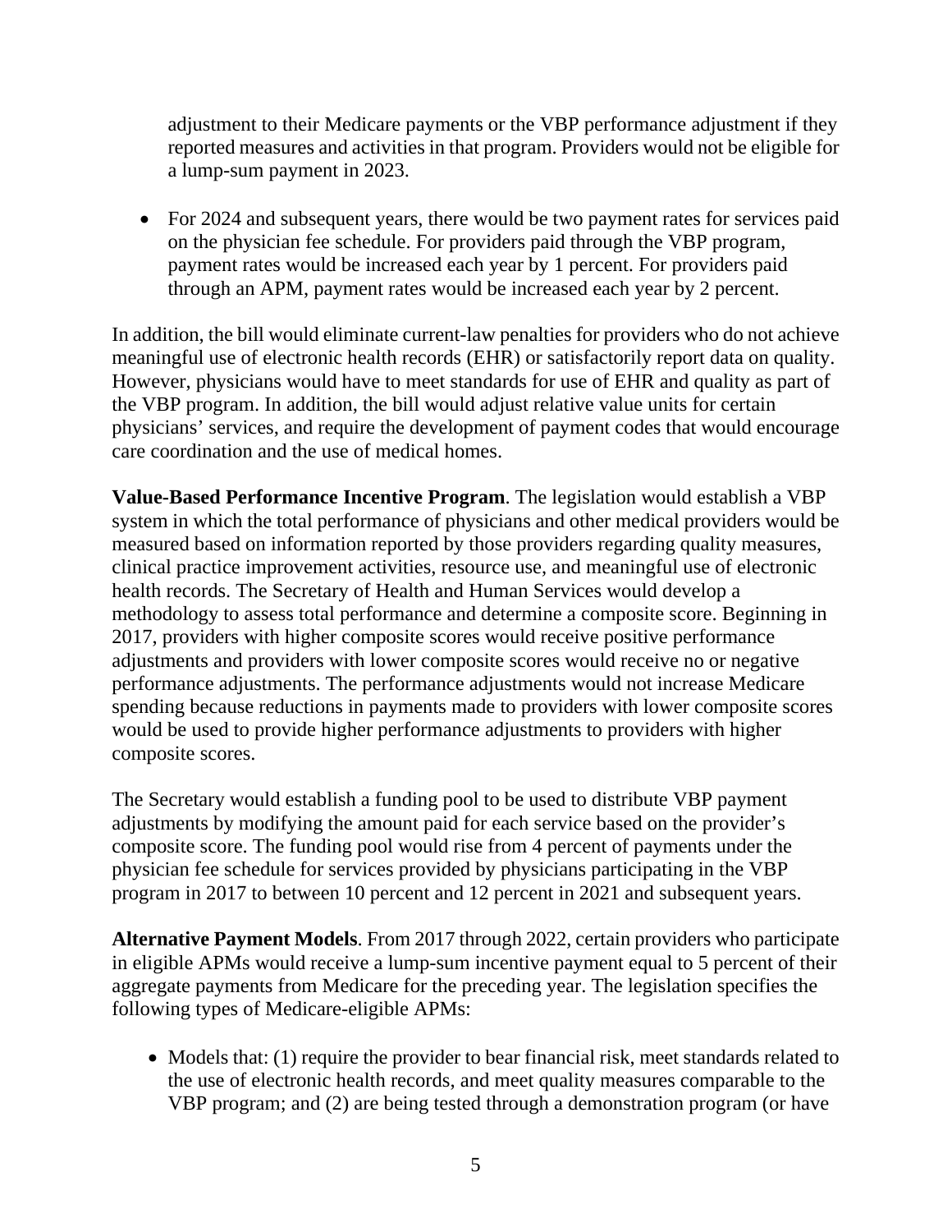adjustment to their Medicare payments or the VBP performance adjustment if they reported measures and activities in that program. Providers would not be eligible for a lump-sum payment in 2023.

- For 2024 and subsequent years, there would be two payment rates for services paid on the physician fee schedule. For providers paid through the VBP program, payment rates would be increased each year by 1 percent. For providers paid through an APM, payment rates would be increased each year by 2 percent.

In addition, the bill would eliminate current-law penalties for providers who do not achieve meaningful use of electronic health records (EHR) or satisfactorily report data on quality. However, physicians would have to meet standards for use of EHR and quality as part of the VBP program. In addition, the bill would adjust relative value units for certain physicians' services, and require the development of payment codes that would encourage care coordination and the use of medical homes.

**Value-Based Performance Incentive Program**. The legislation would establish a VBP system in which the total performance of physicians and other medical providers would be measured based on information reported by those providers regarding quality measures, clinical practice improvement activities, resource use, and meaningful use of electronic health records. The Secretary of Health and Human Services would develop a methodology to assess total performance and determine a composite score. Beginning in 2017, providers with higher composite scores would receive positive performance adjustments and providers with lower composite scores would receive no or negative performance adjustments. The performance adjustments would not increase Medicare spending because reductions in payments made to providers with lower composite scores would be used to provide higher performance adjustments to providers with higher composite scores.

The Secretary would establish a funding pool to be used to distribute VBP payment adjustments by modifying the amount paid for each service based on the provider's composite score. The funding pool would rise from 4 percent of payments under the physician fee schedule for services provided by physicians participating in the VBP program in 2017 to between 10 percent and 12 percent in 2021 and subsequent years.

**Alternative Payment Models**. From 2017 through 2022, certain providers who participate in eligible APMs would receive a lump-sum incentive payment equal to 5 percent of their aggregate payments from Medicare for the preceding year. The legislation specifies the following types of Medicare-eligible APMs:

- Models that: (1) require the provider to bear financial risk, meet standards related to the use of electronic health records, and meet quality measures comparable to the VBP program; and (2) are being tested through a demonstration program (or have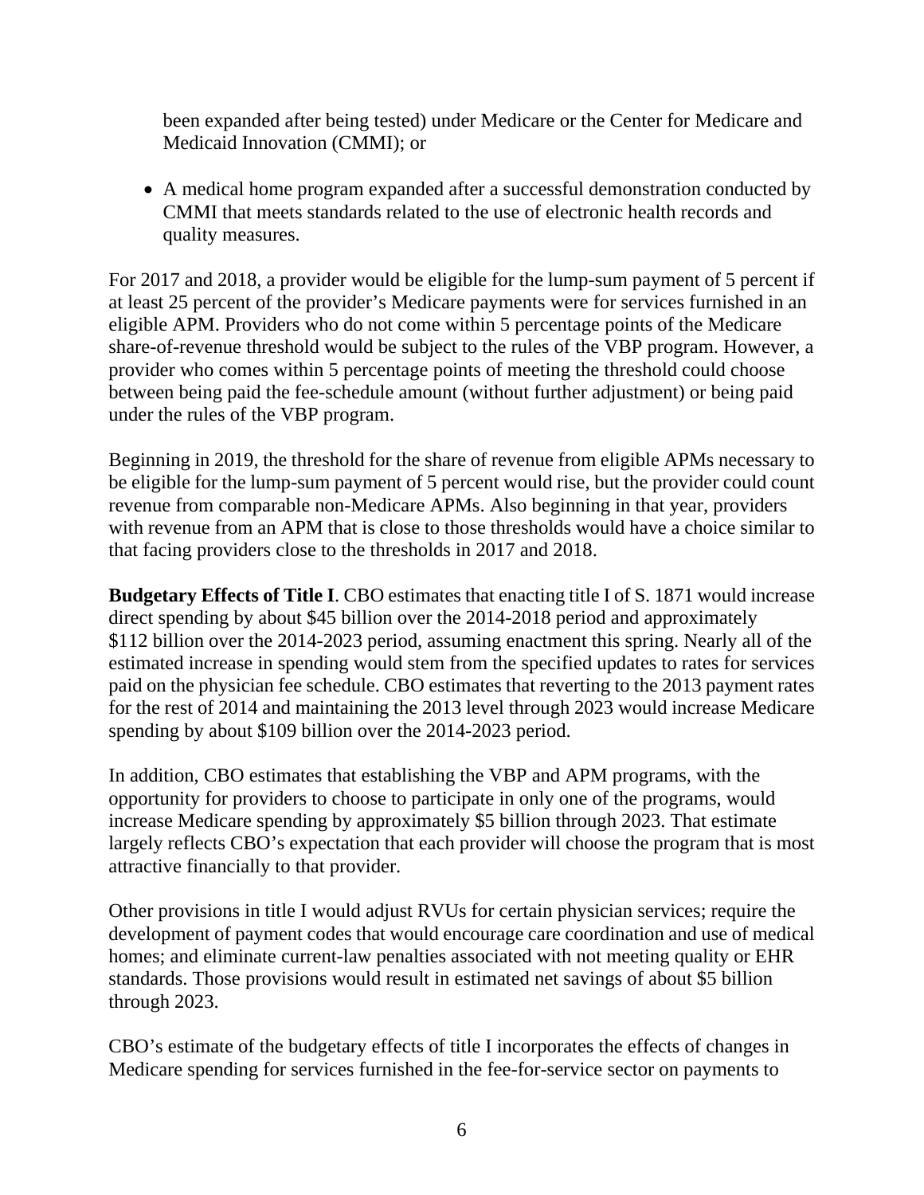been expanded after being tested) under Medicare or the Center for Medicare and Medicaid Innovation (CMMI); or

- A medical home program expanded after a successful demonstration conducted by CMMI that meets standards related to the use of electronic health records and quality measures.

For 2017 and 2018, a provider would be eligible for the lump-sum payment of 5 percent if at least 25 percent of the provider's Medicare payments were for services furnished in an eligible APM. Providers who do not come within 5 percentage points of the Medicare share-of-revenue threshold would be subject to the rules of the VBP program. However, a provider who comes within 5 percentage points of meeting the threshold could choose between being paid the fee-schedule amount (without further adjustment) or being paid under the rules of the VBP program.

Beginning in 2019, the threshold for the share of revenue from eligible APMs necessary to be eligible for the lump-sum payment of 5 percent would rise, but the provider could count revenue from comparable non-Medicare APMs. Also beginning in that year, providers with revenue from an APM that is close to those thresholds would have a choice similar to that facing providers close to the thresholds in 2017 and 2018.

**Budgetary Effects of Title I**. CBO estimates that enacting title I of S. 1871 would increase direct spending by about $45 billion over the 2014-2018 period and approximately $112 billion over the 2014-2023 period, assuming enactment this spring. Nearly all of the estimated increase in spending would stem from the specified updates to rates for services paid on the physician fee schedule. CBO estimates that reverting to the 2013 payment rates for the rest of 2014 and maintaining the 2013 level through 2023 would increase Medicare spending by about $109 billion over the 2014-2023 period.

In addition, CBO estimates that establishing the VBP and APM programs, with the opportunity for providers to choose to participate in only one of the programs, would increase Medicare spending by approximately $5 billion through 2023. That estimate largely reflects CBO's expectation that each provider will choose the program that is most attractive financially to that provider.

Other provisions in title I would adjust RVUs for certain physician services; require the development of payment codes that would encourage care coordination and use of medical homes; and eliminate current-law penalties associated with not meeting quality or EHR standards. Those provisions would result in estimated net savings of about $5 billion through 2023.

CBO's estimate of the budgetary effects of title I incorporates the effects of changes in Medicare spending for services furnished in the fee-for-service sector on payments to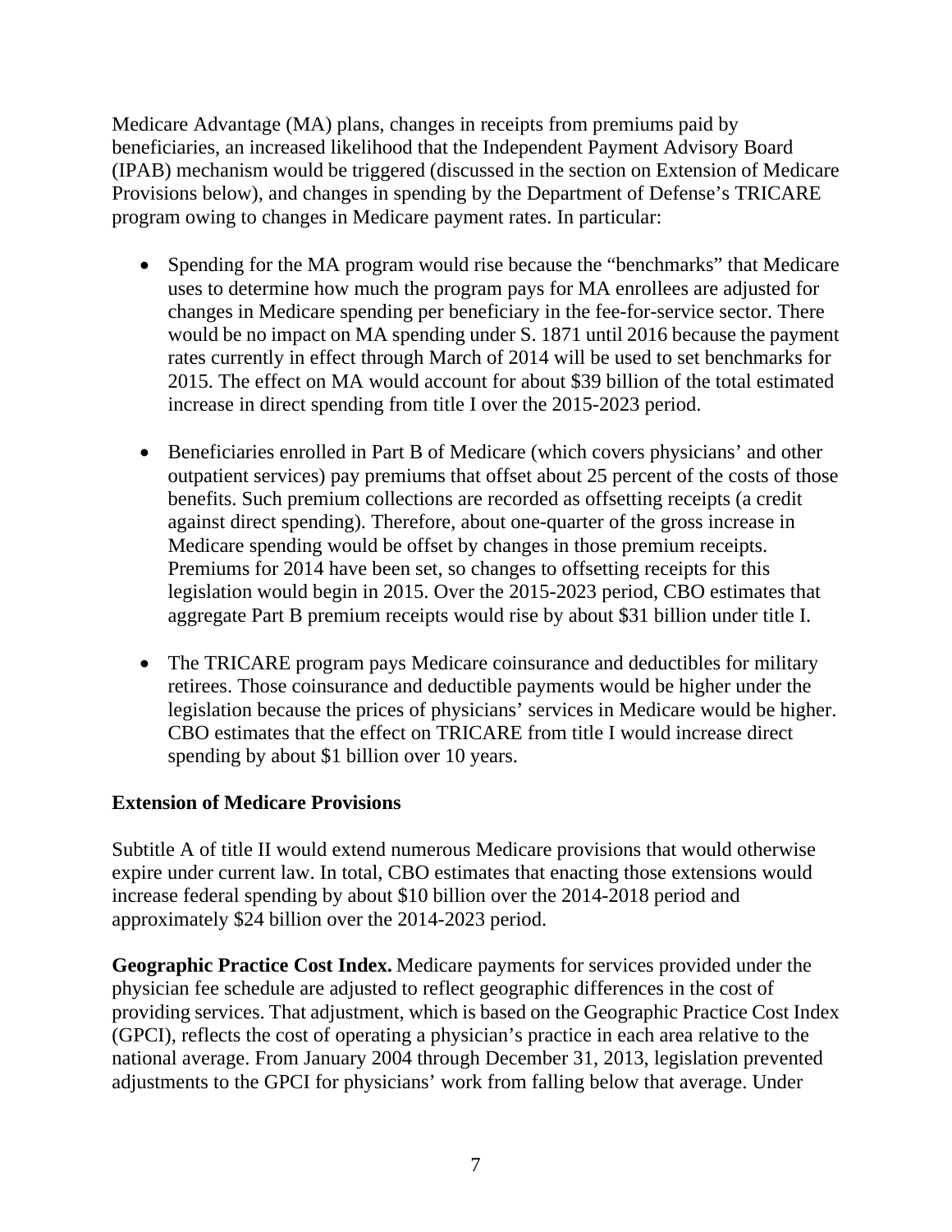Medicare Advantage (MA) plans, changes in receipts from premiums paid by beneficiaries, an increased likelihood that the Independent Payment Advisory Board (IPAB) mechanism would be triggered (discussed in the section on Extension of Medicare Provisions below), and changes in spending by the Department of Defense's TRICARE program owing to changes in Medicare payment rates. In particular:

- Spending for the MA program would rise because the "benchmarks" that Medicare uses to determine how much the program pays for MA enrollees are adjusted for changes in Medicare spending per beneficiary in the fee-for-service sector. There would be no impact on MA spending under S. 1871 until 2016 because the payment rates currently in effect through March of 2014 will be used to set benchmarks for 2015. The effect on MA would account for about $39 billion of the total estimated increase in direct spending from title I over the 2015-2023 period.

- Beneficiaries enrolled in Part B of Medicare (which covers physicians' and other outpatient services) pay premiums that offset about 25 percent of the costs of those benefits. Such premium collections are recorded as offsetting receipts (a credit against direct spending). Therefore, about one-quarter of the gross increase in Medicare spending would be offset by changes in those premium receipts. Premiums for 2014 have been set, so changes to offsetting receipts for this legislation would begin in 2015. Over the 2015-2023 period, CBO estimates that aggregate Part B premium receipts would rise by about $31 billion under title I.

- The TRICARE program pays Medicare coinsurance and deductibles for military retirees. Those coinsurance and deductible payments would be higher under the legislation because the prices of physicians' services in Medicare would be higher. CBO estimates that the effect on TRICARE from title I would increase direct spending by about $1 billion over 10 years.

**Extension of Medicare Provisions**

Subtitle A of title II would extend numerous Medicare provisions that would otherwise expire under current law. In total, CBO estimates that enacting those extensions would increase federal spending by about $10 billion over the 2014-2018 period and approximately $24 billion over the 2014-2023 period.

**Geographic Practice Cost Index.** Medicare payments for services provided under the physician fee schedule are adjusted to reflect geographic differences in the cost of providing services. That adjustment, which is based on the Geographic Practice Cost Index (GPCI), reflects the cost of operating a physician's practice in each area relative to the national average. From January 2004 through December 31, 2013, legislation prevented adjustments to the GPCI for physicians' work from falling below that average. Under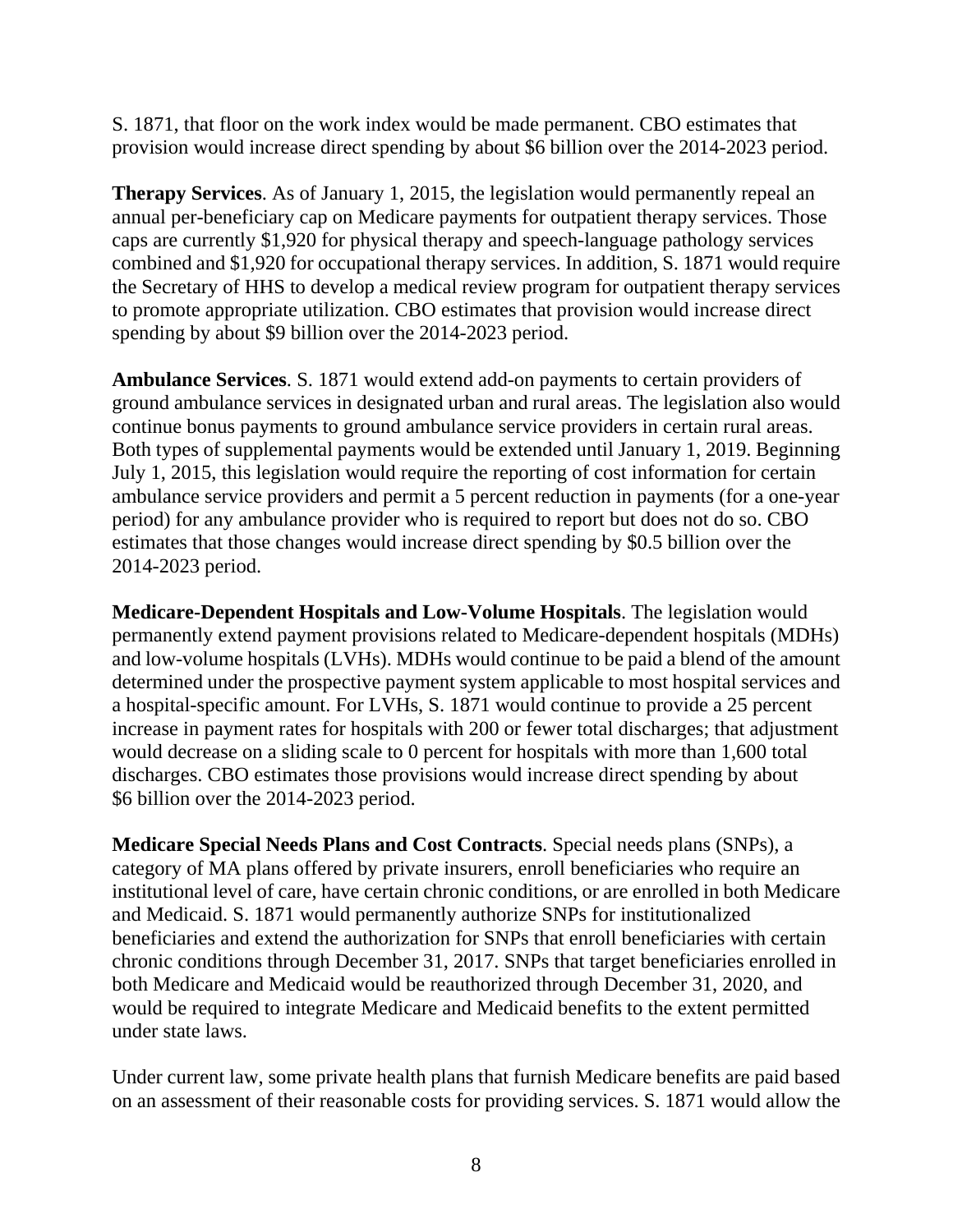S. 1871, that floor on the work index would be made permanent. CBO estimates that provision would increase direct spending by about $6 billion over the 2014-2023 period.

**Therapy Services**. As of January 1, 2015, the legislation would permanently repeal an annual per-beneficiary cap on Medicare payments for outpatient therapy services. Those caps are currently $1,920 for physical therapy and speech-language pathology services combined and $1,920 for occupational therapy services. In addition, S. 1871 would require the Secretary of HHS to develop a medical review program for outpatient therapy services to promote appropriate utilization. CBO estimates that provision would increase direct spending by about $9 billion over the 2014-2023 period.

**Ambulance Services**. S. 1871 would extend add-on payments to certain providers of ground ambulance services in designated urban and rural areas. The legislation also would continue bonus payments to ground ambulance service providers in certain rural areas. Both types of supplemental payments would be extended until January 1, 2019. Beginning July 1, 2015, this legislation would require the reporting of cost information for certain ambulance service providers and permit a 5 percent reduction in payments (for a one-year period) for any ambulance provider who is required to report but does not do so. CBO estimates that those changes would increase direct spending by $0.5 billion over the 2014-2023 period.

**Medicare-Dependent Hospitals and Low-Volume Hospitals**. The legislation would permanently extend payment provisions related to Medicare-dependent hospitals (MDHs) and low-volume hospitals (LVHs). MDHs would continue to be paid a blend of the amount determined under the prospective payment system applicable to most hospital services and a hospital-specific amount. For LVHs, S. 1871 would continue to provide a 25 percent increase in payment rates for hospitals with 200 or fewer total discharges; that adjustment would decrease on a sliding scale to 0 percent for hospitals with more than 1,600 total discharges. CBO estimates those provisions would increase direct spending by about $6 billion over the 2014-2023 period.

**Medicare Special Needs Plans and Cost Contracts**. Special needs plans (SNPs), a category of MA plans offered by private insurers, enroll beneficiaries who require an institutional level of care, have certain chronic conditions, or are enrolled in both Medicare and Medicaid. S. 1871 would permanently authorize SNPs for institutionalized beneficiaries and extend the authorization for SNPs that enroll beneficiaries with certain chronic conditions through December 31, 2017. SNPs that target beneficiaries enrolled in both Medicare and Medicaid would be reauthorized through December 31, 2020, and would be required to integrate Medicare and Medicaid benefits to the extent permitted under state laws.

Under current law, some private health plans that furnish Medicare benefits are paid based on an assessment of their reasonable costs for providing services. S. 1871 would allow the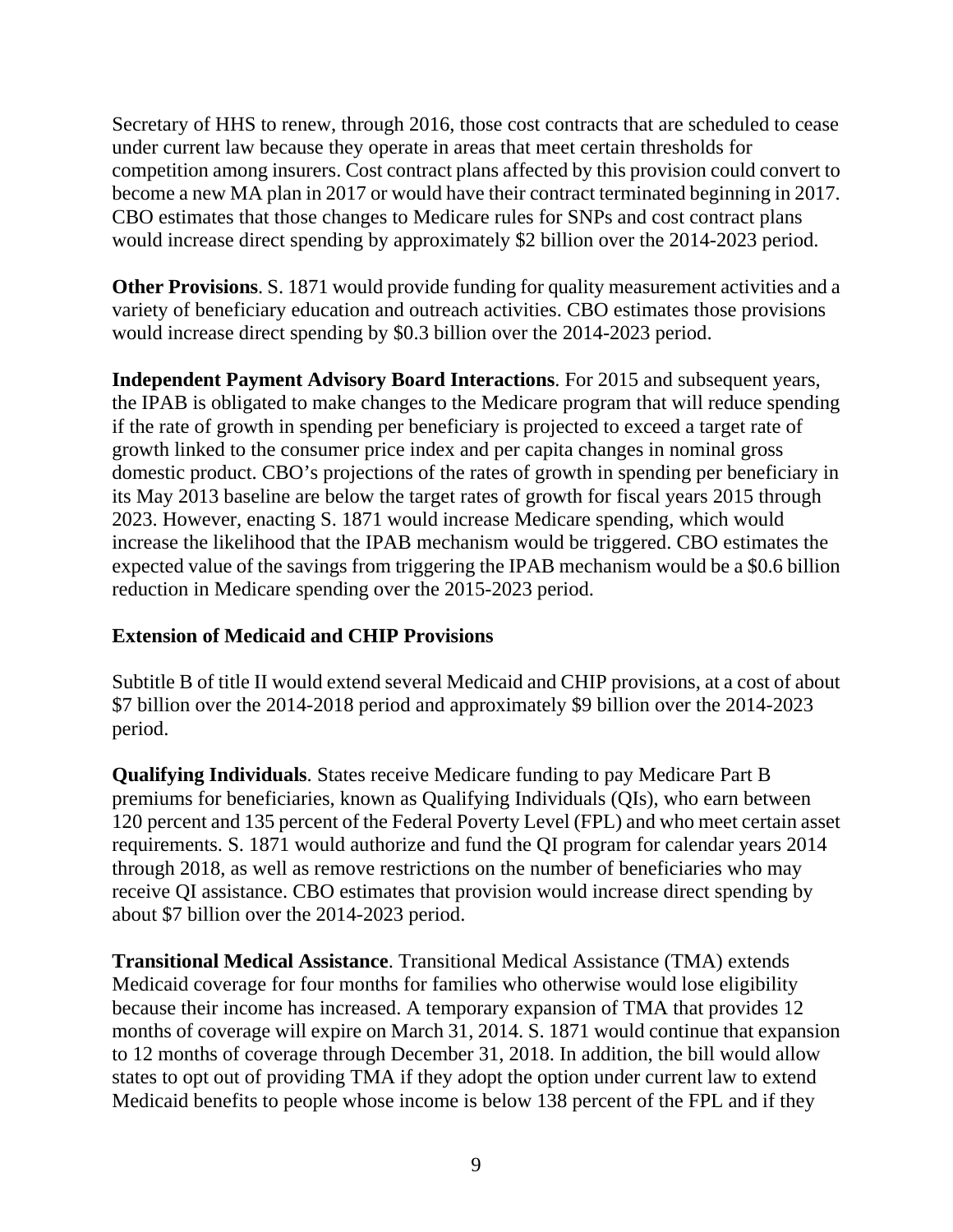Secretary of HHS to renew, through 2016, those cost contracts that are scheduled to cease under current law because they operate in areas that meet certain thresholds for competition among insurers. Cost contract plans affected by this provision could convert to become a new MA plan in 2017 or would have their contract terminated beginning in 2017. CBO estimates that those changes to Medicare rules for SNPs and cost contract plans would increase direct spending by approximately $2 billion over the 2014-2023 period.

**Other Provisions**. S. 1871 would provide funding for quality measurement activities and a variety of beneficiary education and outreach activities. CBO estimates those provisions would increase direct spending by $0.3 billion over the 2014-2023 period.

**Independent Payment Advisory Board Interactions**. For 2015 and subsequent years, the IPAB is obligated to make changes to the Medicare program that will reduce spending if the rate of growth in spending per beneficiary is projected to exceed a target rate of growth linked to the consumer price index and per capita changes in nominal gross domestic product. CBO's projections of the rates of growth in spending per beneficiary in its May 2013 baseline are below the target rates of growth for fiscal years 2015 through 2023. However, enacting S. 1871 would increase Medicare spending, which would increase the likelihood that the IPAB mechanism would be triggered. CBO estimates the expected value of the savings from triggering the IPAB mechanism would be a $0.6 billion reduction in Medicare spending over the 2015-2023 period.

### Extension of Medicaid and CHIP Provisions

Subtitle B of title II would extend several Medicaid and CHIP provisions, at a cost of about $7 billion over the 2014-2018 period and approximately $9 billion over the 2014-2023 period.

**Qualifying Individuals**. States receive Medicare funding to pay Medicare Part B premiums for beneficiaries, known as Qualifying Individuals (QIs), who earn between 120 percent and 135 percent of the Federal Poverty Level (FPL) and who meet certain asset requirements. S. 1871 would authorize and fund the QI program for calendar years 2014 through 2018, as well as remove restrictions on the number of beneficiaries who may receive QI assistance. CBO estimates that provision would increase direct spending by about $7 billion over the 2014-2023 period.

**Transitional Medical Assistance**. Transitional Medical Assistance (TMA) extends Medicaid coverage for four months for families who otherwise would lose eligibility because their income has increased. A temporary expansion of TMA that provides 12 months of coverage will expire on March 31, 2014. S. 1871 would continue that expansion to 12 months of coverage through December 31, 2018. In addition, the bill would allow states to opt out of providing TMA if they adopt the option under current law to extend Medicaid benefits to people whose income is below 138 percent of the FPL and if they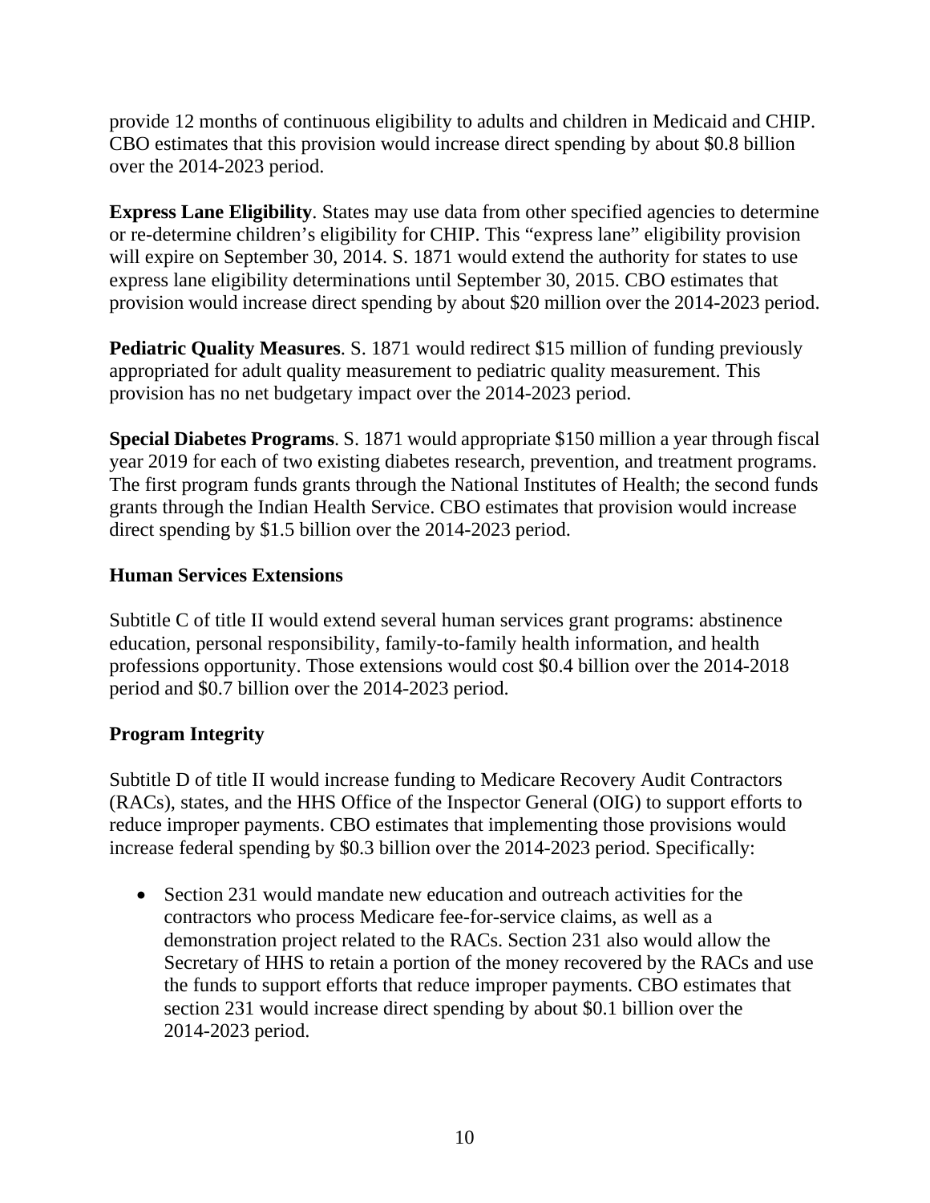provide 12 months of continuous eligibility to adults and children in Medicaid and CHIP. CBO estimates that this provision would increase direct spending by about $0.8 billion over the 2014-2023 period.

**Express Lane Eligibility**. States may use data from other specified agencies to determine or re-determine children's eligibility for CHIP. This "express lane" eligibility provision will expire on September 30, 2014. S. 1871 would extend the authority for states to use express lane eligibility determinations until September 30, 2015. CBO estimates that provision would increase direct spending by about $20 million over the 2014-2023 period.

**Pediatric Quality Measures**. S. 1871 would redirect $15 million of funding previously appropriated for adult quality measurement to pediatric quality measurement. This provision has no net budgetary impact over the 2014-2023 period.

**Special Diabetes Programs**. S. 1871 would appropriate $150 million a year through fiscal year 2019 for each of two existing diabetes research, prevention, and treatment programs. The first program funds grants through the National Institutes of Health; the second funds grants through the Indian Health Service. CBO estimates that provision would increase direct spending by $1.5 billion over the 2014-2023 period.

### Human Services Extensions

Subtitle C of title II would extend several human services grant programs: abstinence education, personal responsibility, family-to-family health information, and health professions opportunity. Those extensions would cost $0.4 billion over the 2014-2018 period and $0.7 billion over the 2014-2023 period.

### Program Integrity

Subtitle D of title II would increase funding to Medicare Recovery Audit Contractors (RACs), states, and the HHS Office of the Inspector General (OIG) to support efforts to reduce improper payments. CBO estimates that implementing those provisions would increase federal spending by $0.3 billion over the 2014-2023 period. Specifically:

- Section 231 would mandate new education and outreach activities for the contractors who process Medicare fee-for-service claims, as well as a demonstration project related to the RACs. Section 231 also would allow the Secretary of HHS to retain a portion of the money recovered by the RACs and use the funds to support efforts that reduce improper payments. CBO estimates that section 231 would increase direct spending by about $0.1 billion over the 2014-2023 period.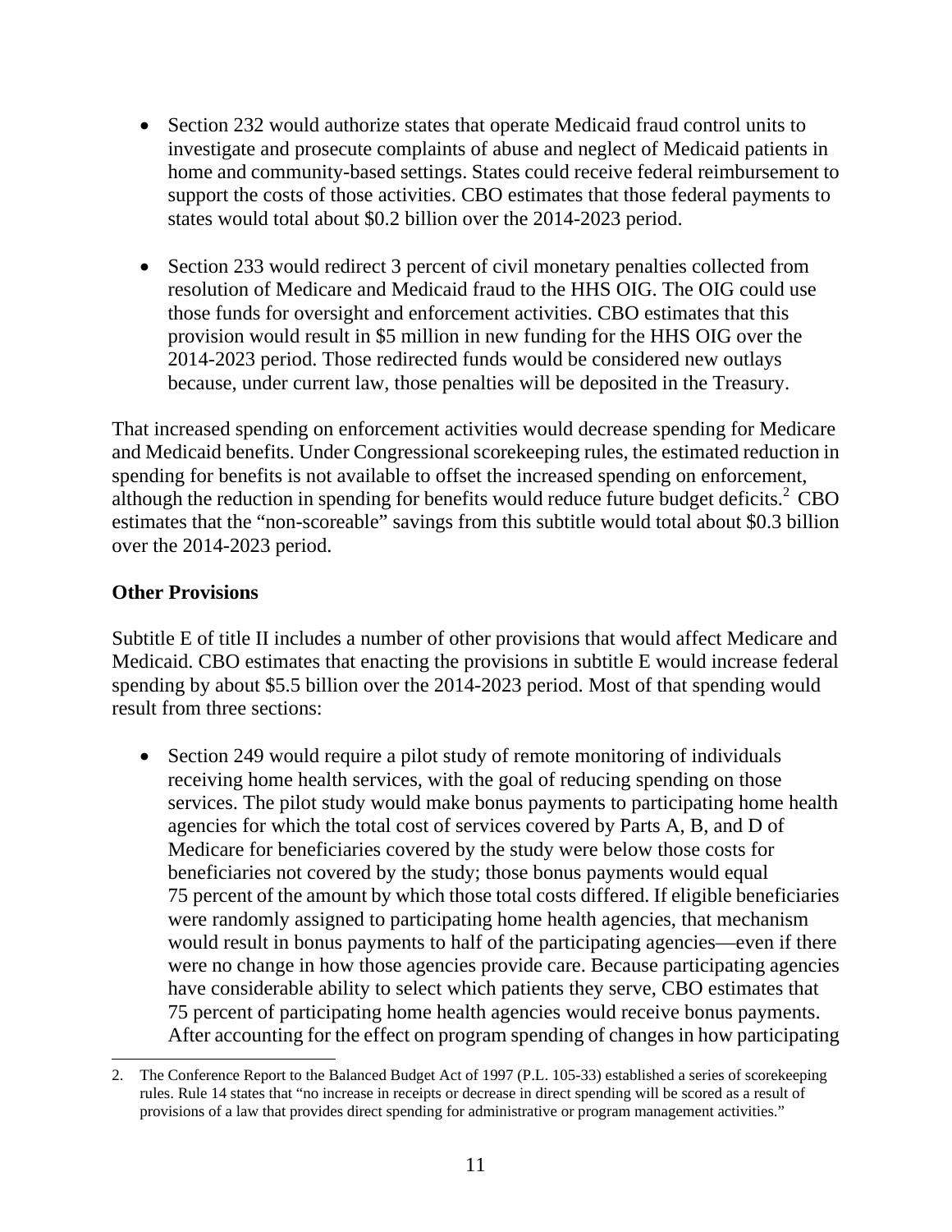- Section 232 would authorize states that operate Medicaid fraud control units to investigate and prosecute complaints of abuse and neglect of Medicaid patients in home and community-based settings. States could receive federal reimbursement to support the costs of those activities. CBO estimates that those federal payments to states would total about $0.2 billion over the 2014-2023 period.

- Section 233 would redirect 3 percent of civil monetary penalties collected from resolution of Medicare and Medicaid fraud to the HHS OIG. The OIG could use those funds for oversight and enforcement activities. CBO estimates that this provision would result in $5 million in new funding for the HHS OIG over the 2014-2023 period. Those redirected funds would be considered new outlays because, under current law, those penalties will be deposited in the Treasury.

That increased spending on enforcement activities would decrease spending for Medicare and Medicaid benefits. Under Congressional scorekeeping rules, the estimated reduction in spending for benefits is not available to offset the increased spending on enforcement, although the reduction in spending for benefits would reduce future budget deficits.[2] CBO estimates that the "non-scoreable" savings from this subtitle would total about $0.3 billion over the 2014-2023 period.

**Other Provisions**

Subtitle E of title II includes a number of other provisions that would affect Medicare and Medicaid. CBO estimates that enacting the provisions in subtitle E would increase federal spending by about $5.5 billion over the 2014-2023 period. Most of that spending would result from three sections:

- Section 249 would require a pilot study of remote monitoring of individuals receiving home health services, with the goal of reducing spending on those services. The pilot study would make bonus payments to participating home health agencies for which the total cost of services covered by Parts A, B, and D of Medicare for beneficiaries covered by the study were below those costs for beneficiaries not covered by the study; those bonus payments would equal 75 percent of the amount by which those total costs differed. If eligible beneficiaries were randomly assigned to participating home health agencies, that mechanism would result in bonus payments to half of the participating agencies—even if there were no change in how those agencies provide care. Because participating agencies have considerable ability to select which patients they serve, CBO estimates that 75 percent of participating home health agencies would receive bonus payments. After accounting for the effect on program spending of changes in how participating

---

2. The Conference Report to the Balanced Budget Act of 1997 (P.L. 105-33) established a series of scorekeeping rules. Rule 14 states that "no increase in receipts or decrease in direct spending will be scored as a result of provisions of a law that provides direct spending for administrative or program management activities."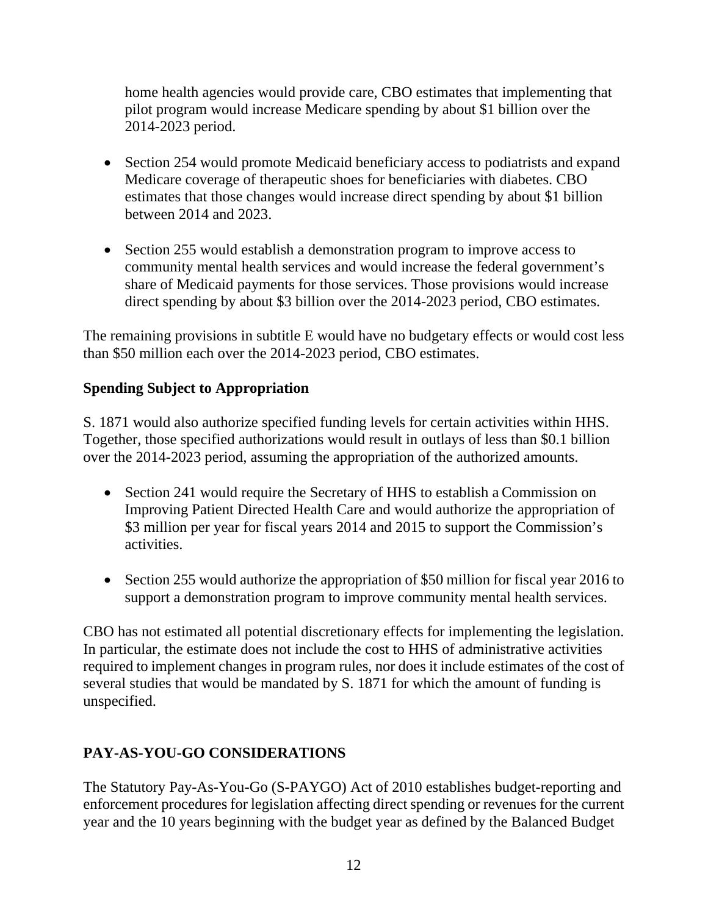home health agencies would provide care, CBO estimates that implementing that pilot program would increase Medicare spending by about $1 billion over the 2014-2023 period.

- Section 254 would promote Medicaid beneficiary access to podiatrists and expand Medicare coverage of therapeutic shoes for beneficiaries with diabetes. CBO estimates that those changes would increase direct spending by about $1 billion between 2014 and 2023.

- Section 255 would establish a demonstration program to improve access to community mental health services and would increase the federal government's share of Medicaid payments for those services. Those provisions would increase direct spending by about $3 billion over the 2014-2023 period, CBO estimates.

The remaining provisions in subtitle E would have no budgetary effects or would cost less than $50 million each over the 2014-2023 period, CBO estimates.

**Spending Subject to Appropriation**

S. 1871 would also authorize specified funding levels for certain activities within HHS. Together, those specified authorizations would result in outlays of less than $0.1 billion over the 2014-2023 period, assuming the appropriation of the authorized amounts.

- Section 241 would require the Secretary of HHS to establish a Commission on Improving Patient Directed Health Care and would authorize the appropriation of $3 million per year for fiscal years 2014 and 2015 to support the Commission's activities.

- Section 255 would authorize the appropriation of $50 million for fiscal year 2016 to support a demonstration program to improve community mental health services.

CBO has not estimated all potential discretionary effects for implementing the legislation. In particular, the estimate does not include the cost to HHS of administrative activities required to implement changes in program rules, nor does it include estimates of the cost of several studies that would be mandated by S. 1871 for which the amount of funding is unspecified.

## PAY-AS-YOU-GO CONSIDERATIONS

The Statutory Pay-As-You-Go (S-PAYGO) Act of 2010 establishes budget-reporting and enforcement procedures for legislation affecting direct spending or revenues for the current year and the 10 years beginning with the budget year as defined by the Balanced Budget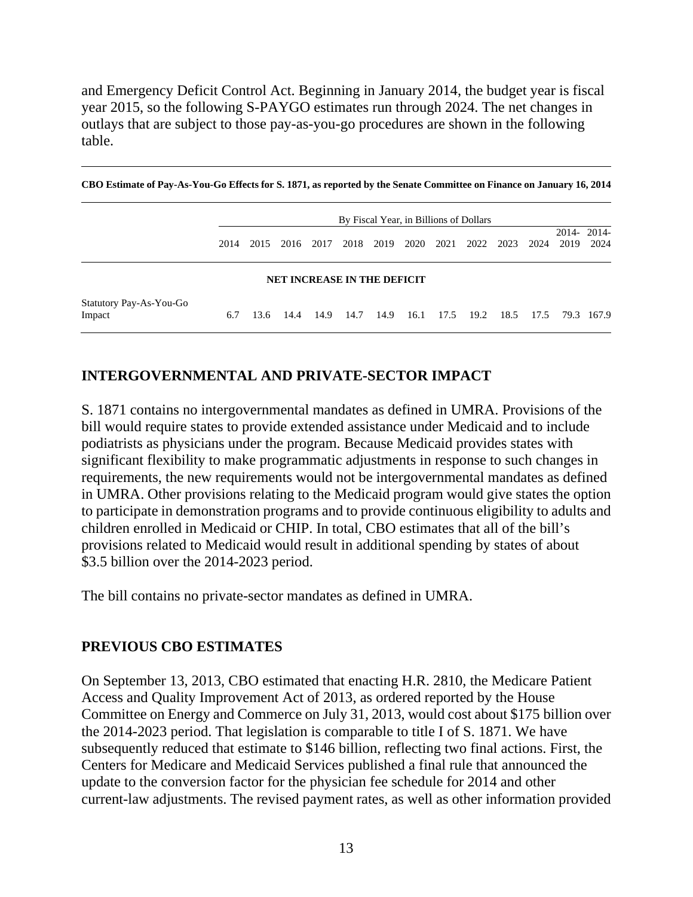and Emergency Deficit Control Act. Beginning in January 2014, the budget year is fiscal year 2015, so the following S-PAYGO estimates run through 2024. The net changes in outlays that are subject to those pay-as-you-go procedures are shown in the following table.

**CBO Estimate of Pay-As-You-Go Effects for S. 1871, as reported by the Senate Committee on Finance on January 16, 2014**

| | By Fiscal Year, in Billions of Dollars | | | | | | | | | | | | |
|---|---|---|---|---|---|---|---|---|---|---|---|---|---|
| | 2014 | 2015 | 2016 | 2017 | 2018 | 2019 | 2020 | 2021 | 2022 | 2023 | 2024 | 2014-2019 | 2014-2024 |
| **NET INCREASE IN THE DEFICIT** | | | | | | | | | | | | | |
| Statutory Pay-As-You-Go Impact | 6.7 | 13.6 | 14.4 | 14.9 | 14.7 | 14.9 | 16.1 | 17.5 | 19.2 | 18.5 | 17.5 | 79.3 | 167.9 |

## INTERGOVERNMENTAL AND PRIVATE-SECTOR IMPACT

S. 1871 contains no intergovernmental mandates as defined in UMRA. Provisions of the bill would require states to provide extended assistance under Medicaid and to include podiatrists as physicians under the program. Because Medicaid provides states with significant flexibility to make programmatic adjustments in response to such changes in requirements, the new requirements would not be intergovernmental mandates as defined in UMRA. Other provisions relating to the Medicaid program would give states the option to participate in demonstration programs and to provide continuous eligibility to adults and children enrolled in Medicaid or CHIP. In total, CBO estimates that all of the bill's provisions related to Medicaid would result in additional spending by states of about $3.5 billion over the 2014-2023 period.

The bill contains no private-sector mandates as defined in UMRA.

## PREVIOUS CBO ESTIMATES

On September 13, 2013, CBO estimated that enacting H.R. 2810, the Medicare Patient Access and Quality Improvement Act of 2013, as ordered reported by the House Committee on Energy and Commerce on July 31, 2013, would cost about $175 billion over the 2014-2023 period. That legislation is comparable to title I of S. 1871. We have subsequently reduced that estimate to $146 billion, reflecting two final actions. First, the Centers for Medicare and Medicaid Services published a final rule that announced the update to the conversion factor for the physician fee schedule for 2014 and other current-law adjustments. The revised payment rates, as well as other information provided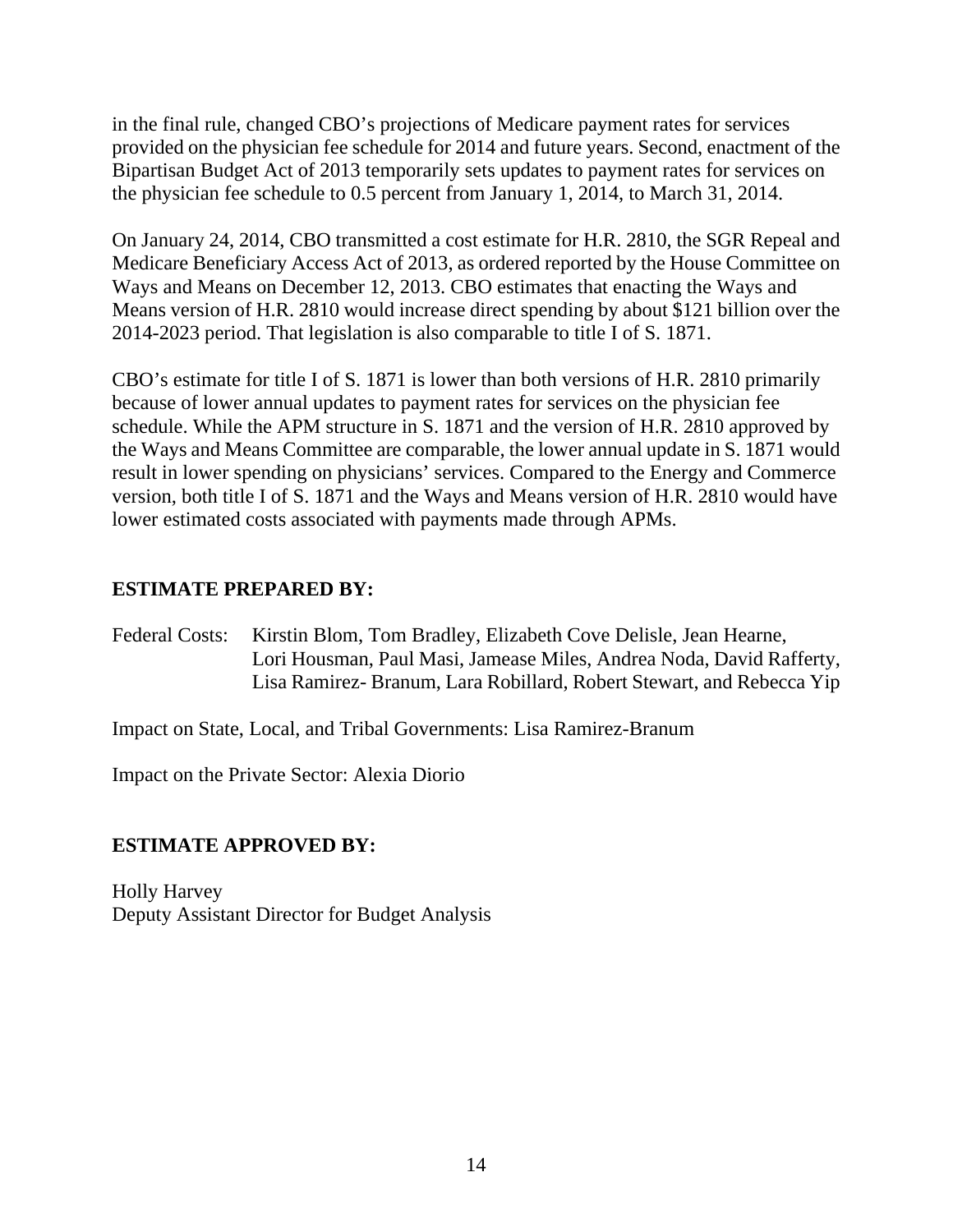in the final rule, changed CBO's projections of Medicare payment rates for services provided on the physician fee schedule for 2014 and future years. Second, enactment of the Bipartisan Budget Act of 2013 temporarily sets updates to payment rates for services on the physician fee schedule to 0.5 percent from January 1, 2014, to March 31, 2014.

On January 24, 2014, CBO transmitted a cost estimate for H.R. 2810, the SGR Repeal and Medicare Beneficiary Access Act of 2013, as ordered reported by the House Committee on Ways and Means on December 12, 2013. CBO estimates that enacting the Ways and Means version of H.R. 2810 would increase direct spending by about $121 billion over the 2014-2023 period. That legislation is also comparable to title I of S. 1871.

CBO's estimate for title I of S. 1871 is lower than both versions of H.R. 2810 primarily because of lower annual updates to payment rates for services on the physician fee schedule. While the APM structure in S. 1871 and the version of H.R. 2810 approved by the Ways and Means Committee are comparable, the lower annual update in S. 1871 would result in lower spending on physicians' services. Compared to the Energy and Commerce version, both title I of S. 1871 and the Ways and Means version of H.R. 2810 would have lower estimated costs associated with payments made through APMs.

## ESTIMATE PREPARED BY:

Federal Costs: Kirstin Blom, Tom Bradley, Elizabeth Cove Delisle, Jean Hearne, Lori Housman, Paul Masi, Jamease Miles, Andrea Noda, David Rafferty, Lisa Ramirez- Branum, Lara Robillard, Robert Stewart, and Rebecca Yip

Impact on State, Local, and Tribal Governments: Lisa Ramirez-Branum

Impact on the Private Sector: Alexia Diorio

## ESTIMATE APPROVED BY:

Holly Harvey
Deputy Assistant Director for Budget Analysis